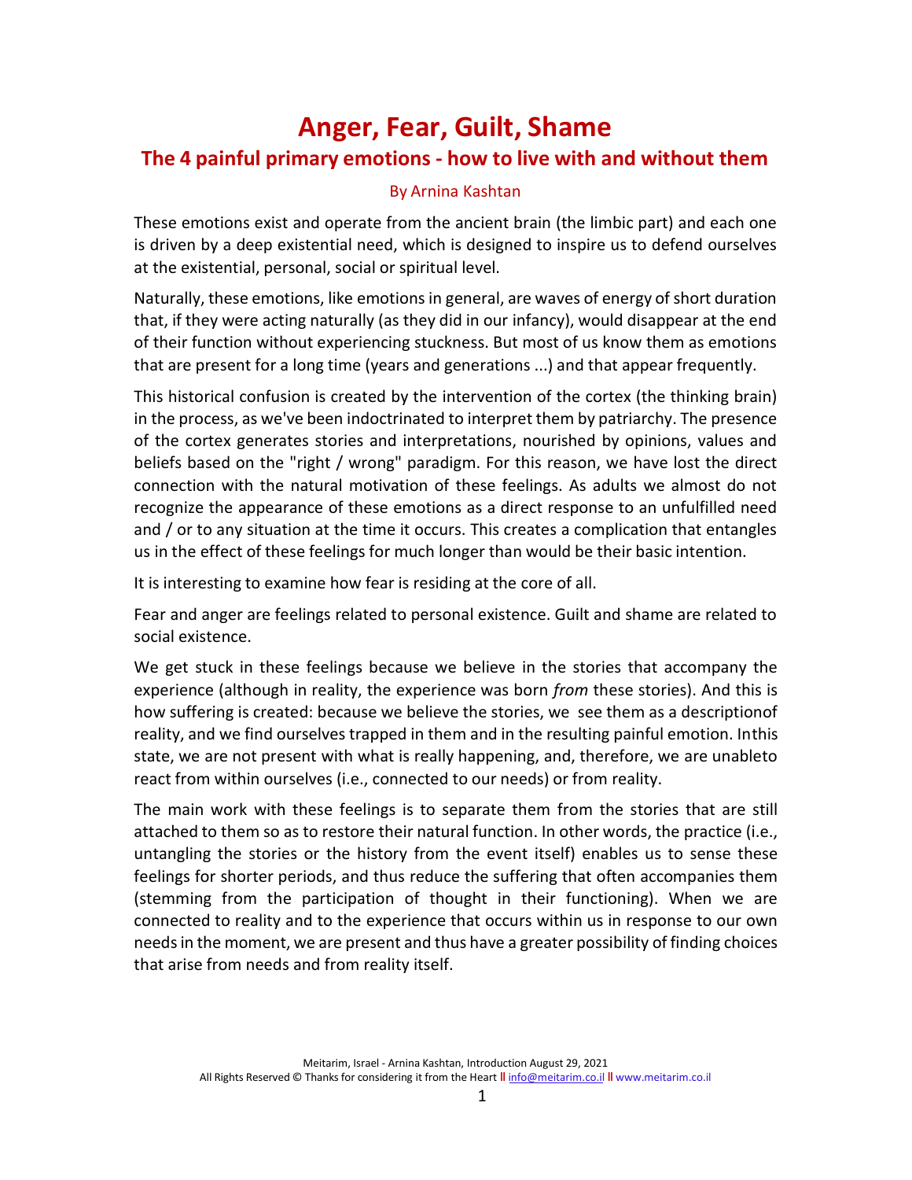# Anger, Fear, Guilt, Shame

## The 4 painful primary emotions - how to live with and without them

By Arnina Kashtan

These emotions exist and operate from the ancient brain (the limbic part) and each one is driven by a deep existential need, which is designed to inspire us to defend ourselves at the existential, personal, social or spiritual level.

Naturally, these emotions, like emotions in general, are waves of energy of short duration that, if they were acting naturally (as they did in our infancy), would disappear at the end of their function without experiencing stuckness. But most of us know them as emotions that are present for a long time (years and generations ...) and that appear frequently.

This historical confusion is created by the intervention of the cortex (the thinking brain) in the process, as we've been indoctrinated to interpret them by patriarchy. The presence of the cortex generates stories and interpretations, nourished by opinions, values and beliefs based on the "right / wrong" paradigm. For this reason, we have lost the direct connection with the natural motivation of these feelings. As adults we almost do not recognize the appearance of these emotions as a direct response to an unfulfilled need and / or to any situation at the time it occurs. This creates a complication that entangles us in the effect of these feelings for much longer than would be their basic intention.

It is interesting to examine how fear is residing at the core of all.

Fear and anger are feelings related to personal existence. Guilt and shame are related to social existence.

We get stuck in these feelings because we believe in the stories that accompany the experience (although in reality, the experience was born *from* these stories). And this is how suffering is created: because we believe the stories, we see them as a descriptionof reality, and we find ourselves trapped in them and in the resulting painful emotion. Inthis state, we are not present with what is really happening, and, therefore, we are unableto react from within ourselves (i.e., connected to our needs) or from reality.

The main work with these feelings is to separate them from the stories that are still attached to them so as to restore their natural function. In other words, the practice (i.e., untangling the stories or the history from the event itself) enables us to sense these feelings for shorter periods, and thus reduce the suffering that often accompanies them (stemming from the participation of thought in their functioning). When we are connected to reality and to the experience that occurs within us in response to our own needs in the moment, we are present and thus have a greater possibility of finding choices that arise from needs and from reality itself.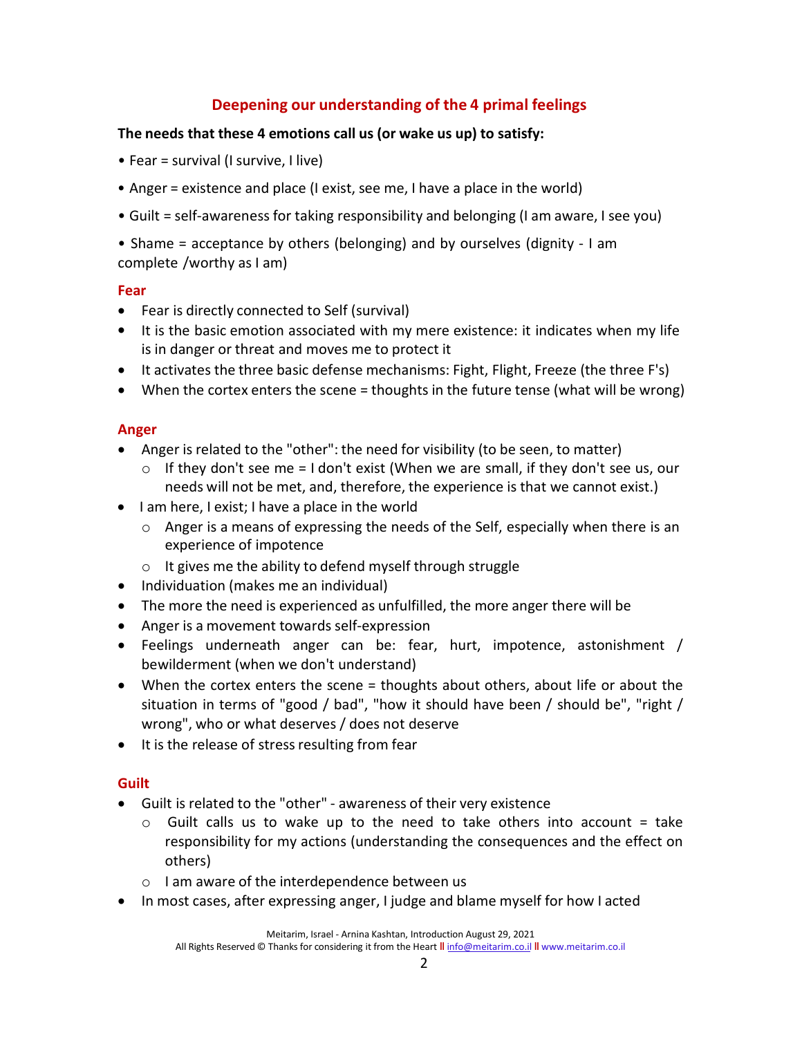## Deepening our understanding of the 4 primal feelings

**The needs that these 4 emotions call us (or wake us up) to satisfy:**

• Fear = survival (I survive, I live)

• Anger = existence and place (I exist, see me, I have a place in the world)

• Guilt = self-awareness for taking responsibility and belonging (I am aware, I see you)

• Shame = acceptance by others (belonging) and by ourselves (dignity - I am complete /worthy as I am)

### Fear

- Fear is directly connected to Self (survival)
- It is the basic emotion associated with my mere existence: it indicates when my life is in danger or threat and moves me to protect it
- It activates the three basic defense mechanisms: Fight, Flight, Freeze (the three F's)
- When the cortex enters the scene = thoughts in the future tense (what will be wrong)

### Anger

- Anger is related to the "other": the need for visibility (to be seen, to matter)
  - If they don't see me = I don't exist (When we are small, if they don't see us, our needs will not be met, and, therefore, the experience is that we cannot exist.)
- I am here, I exist; I have a place in the world
  - Anger is a means of expressing the needs of the Self, especially when there is an experience of impotence
  - It gives me the ability to defend myself through struggle
- Individuation (makes me an individual)
- The more the need is experienced as unfulfilled, the more anger there will be
- Anger is a movement towards self-expression
- Feelings underneath anger can be: fear, hurt, impotence, astonishment / bewilderment (when we don't understand)
- When the cortex enters the scene = thoughts about others, about life or about the situation in terms of "good / bad", "how it should have been / should be", "right / wrong", who or what deserves / does not deserve
- It is the release of stress resulting from fear

### Guilt

- Guilt is related to the "other" - awareness of their very existence
  - Guilt calls us to wake up to the need to take others into account = take responsibility for my actions (understanding the consequences and the effect on others)
  - I am aware of the interdependence between us
- In most cases, after expressing anger, I judge and blame myself for how I acted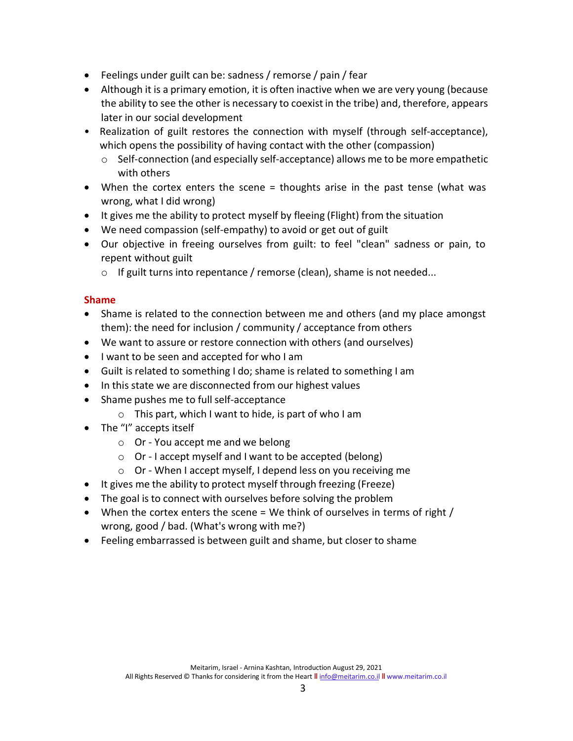- Feelings under guilt can be: sadness / remorse / pain / fear
- Although it is a primary emotion, it is often inactive when we are very young (because the ability to see the other is necessary to coexist in the tribe) and, therefore, appears later in our social development
- Realization of guilt restores the connection with myself (through self-acceptance), which opens the possibility of having contact with the other (compassion)
  - Self-connection (and especially self-acceptance) allows me to be more empathetic with others
- When the cortex enters the scene = thoughts arise in the past tense (what was wrong, what I did wrong)
- It gives me the ability to protect myself by fleeing (Flight) from the situation
- We need compassion (self-empathy) to avoid or get out of guilt
- Our objective in freeing ourselves from guilt: to feel "clean" sadness or pain, to repent without guilt
  - If guilt turns into repentance / remorse (clean), shame is not needed...

## Shame

- Shame is related to the connection between me and others (and my place amongst them): the need for inclusion / community / acceptance from others
- We want to assure or restore connection with others (and ourselves)
- I want to be seen and accepted for who I am
- Guilt is related to something I do; shame is related to something I am
- In this state we are disconnected from our highest values
- Shame pushes me to full self-acceptance
  - This part, which I want to hide, is part of who I am
- The "I" accepts itself
  - Or - You accept me and we belong
  - Or - I accept myself and I want to be accepted (belong)
  - Or - When I accept myself, I depend less on you receiving me
- It gives me the ability to protect myself through freezing (Freeze)
- The goal is to connect with ourselves before solving the problem
- When the cortex enters the scene = We think of ourselves in terms of right / wrong, good / bad. (What's wrong with me?)
- Feeling embarrassed is between guilt and shame, but closer to shame